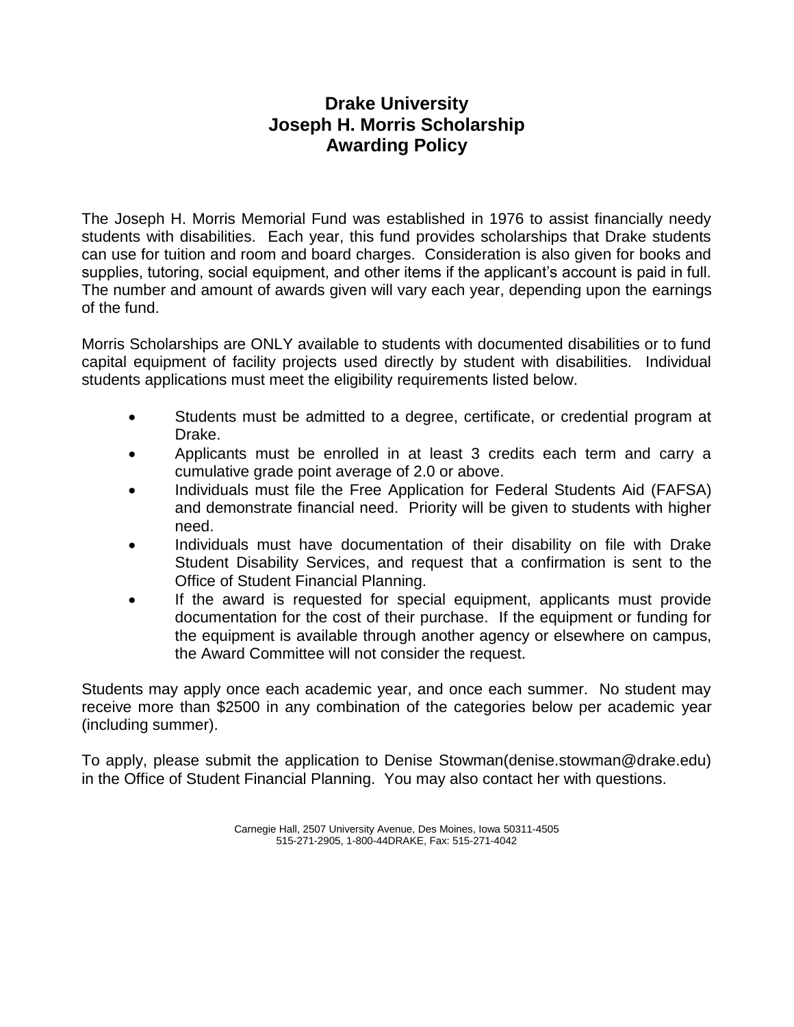# Drake University
# Joseph H. Morris Scholarship
# Awarding Policy

The Joseph H. Morris Memorial Fund was established in 1976 to assist financially needy students with disabilities. Each year, this fund provides scholarships that Drake students can use for tuition and room and board charges. Consideration is also given for books and supplies, tutoring, social equipment, and other items if the applicant's account is paid in full. The number and amount of awards given will vary each year, depending upon the earnings of the fund.

Morris Scholarships are ONLY available to students with documented disabilities or to fund capital equipment of facility projects used directly by student with disabilities. Individual students applications must meet the eligibility requirements listed below.

- Students must be admitted to a degree, certificate, or credential program at Drake.
- Applicants must be enrolled in at least 3 credits each term and carry a cumulative grade point average of 2.0 or above.
- Individuals must file the Free Application for Federal Students Aid (FAFSA) and demonstrate financial need. Priority will be given to students with higher need.
- Individuals must have documentation of their disability on file with Drake Student Disability Services, and request that a confirmation is sent to the Office of Student Financial Planning.
- If the award is requested for special equipment, applicants must provide documentation for the cost of their purchase. If the equipment or funding for the equipment is available through another agency or elsewhere on campus, the Award Committee will not consider the request.

Students may apply once each academic year, and once each summer. No student may receive more than $2500 in any combination of the categories below per academic year (including summer).

To apply, please submit the application to Denise Stowman(denise.stowman@drake.edu) in the Office of Student Financial Planning. You may also contact her with questions.

Carnegie Hall, 2507 University Avenue, Des Moines, Iowa 50311-4505
515-271-2905, 1-800-44DRAKE, Fax: 515-271-4042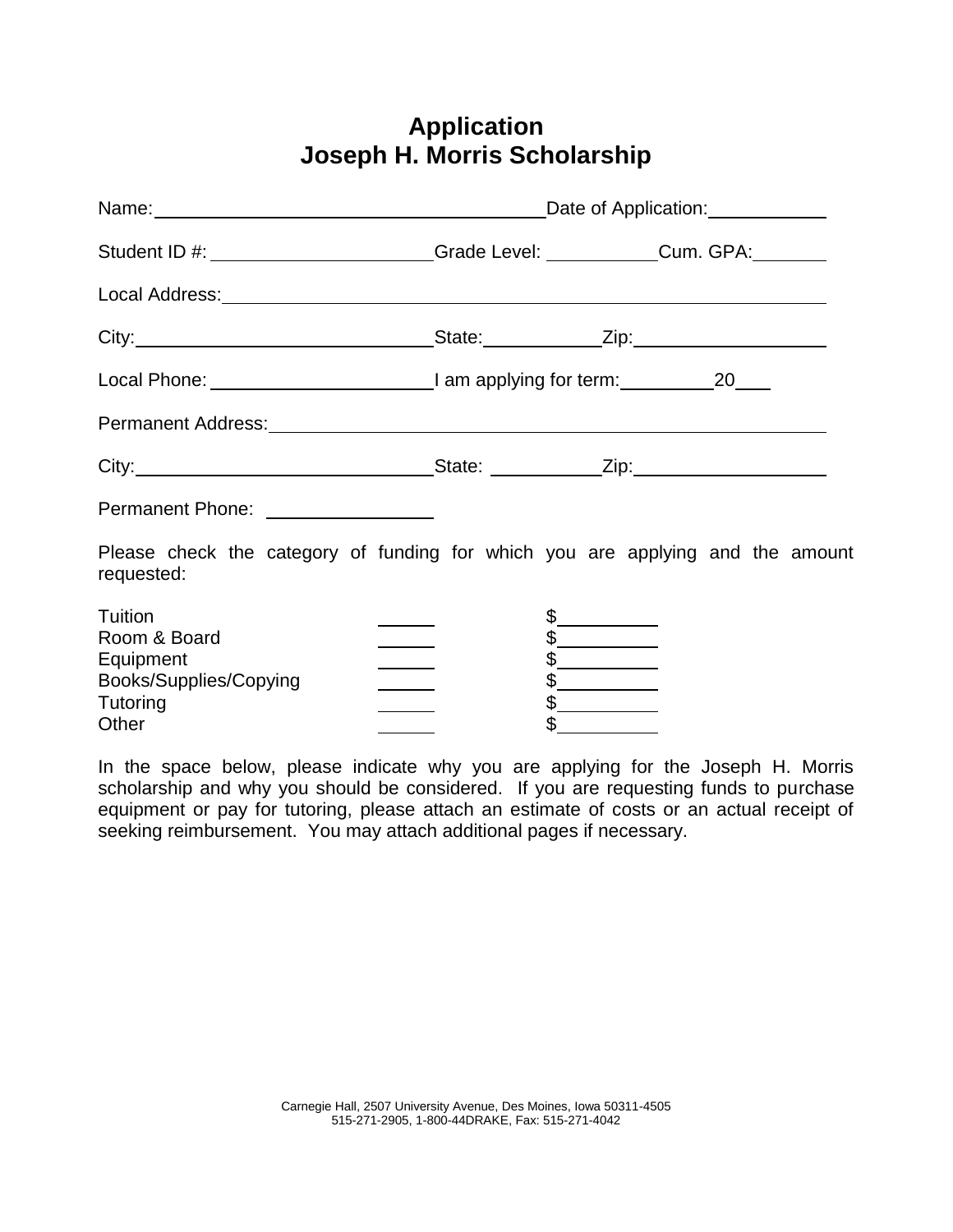# Application
# Joseph H. Morris Scholarship

Name: ______________________________ Date of Application: __________

Student ID #: __________________ Grade Level: _________ Cum. GPA: ______

Local Address: ______________________________________________________

City: ________________________ State: _________ Zip: _______________

Local Phone: __________________ I am applying for term: ________ 20___

Permanent Address: __________________________________________________

City: ________________________ State: _________ Zip: _______________

Permanent Phone: ______________

Please check the category of funding for which you are applying and the amount requested:

| | | |
|---|---|---|
| Tuition | _____ | $________ |
| Room & Board | _____ | $________ |
| Equipment | _____ | $________ |
| Books/Supplies/Copying | _____ | $________ |
| Tutoring | _____ | $________ |
| Other | _____ | $________ |

In the space below, please indicate why you are applying for the Joseph H. Morris scholarship and why you should be considered. If you are requesting funds to purchase equipment or pay for tutoring, please attach an estimate of costs or an actual receipt of seeking reimbursement. You may attach additional pages if necessary.

Carnegie Hall, 2507 University Avenue, Des Moines, Iowa 50311-4505
515-271-2905, 1-800-44DRAKE, Fax: 515-271-4042